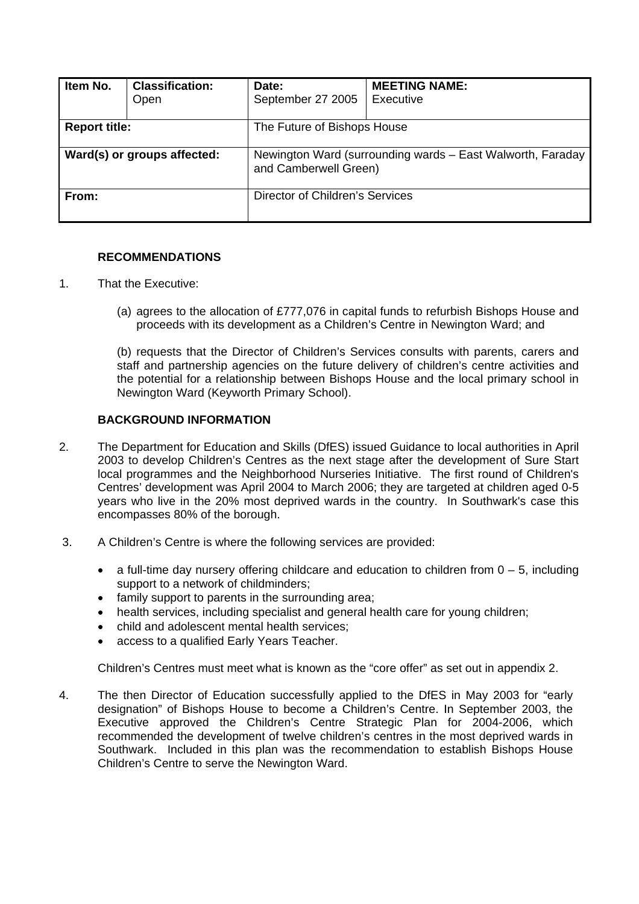| Item No. | Classification: Open | Date: September 27 2005 | MEETING NAME: Executive |
|---|---|---|---|
| **Report title:** | | The Future of Bishops House | |
| **Ward(s) or groups affected:** | | Newington Ward (surrounding wards – East Walworth, Faraday and Camberwell Green) | |
| **From:** | | Director of Children's Services | |

### RECOMMENDATIONS

1. That the Executive:

   (a) agrees to the allocation of £777,076 in capital funds to refurbish Bishops House and proceeds with its development as a Children's Centre in Newington Ward; and

   (b) requests that the Director of Children's Services consults with parents, carers and staff and partnership agencies on the future delivery of children's centre activities and the potential for a relationship between Bishops House and the local primary school in Newington Ward (Keyworth Primary School).

### BACKGROUND INFORMATION

2. The Department for Education and Skills (DfES) issued Guidance to local authorities in April 2003 to develop Children's Centres as the next stage after the development of Sure Start local programmes and the Neighborhood Nurseries Initiative. The first round of Children's Centres' development was April 2004 to March 2006; they are targeted at children aged 0-5 years who live in the 20% most deprived wards in the country. In Southwark's case this encompasses 80% of the borough.

3. A Children's Centre is where the following services are provided:

   - a full-time day nursery offering childcare and education to children from 0 – 5, including support to a network of childminders;
   - family support to parents in the surrounding area;
   - health services, including specialist and general health care for young children;
   - child and adolescent mental health services;
   - access to a qualified Early Years Teacher.

   Children's Centres must meet what is known as the "core offer" as set out in appendix 2.

4. The then Director of Education successfully applied to the DfES in May 2003 for "early designation" of Bishops House to become a Children's Centre. In September 2003, the Executive approved the Children's Centre Strategic Plan for 2004-2006, which recommended the development of twelve children's centres in the most deprived wards in Southwark. Included in this plan was the recommendation to establish Bishops House Children's Centre to serve the Newington Ward.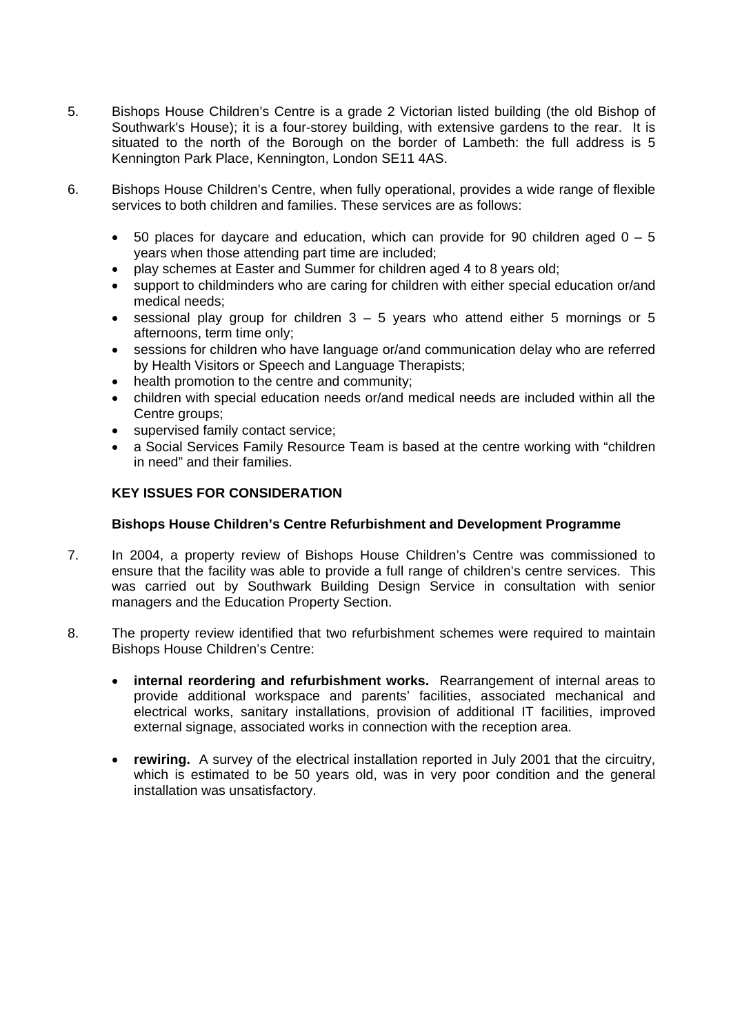5. Bishops House Children's Centre is a grade 2 Victorian listed building (the old Bishop of Southwark's House); it is a four-storey building, with extensive gardens to the rear. It is situated to the north of the Borough on the border of Lambeth: the full address is 5 Kennington Park Place, Kennington, London SE11 4AS.

6. Bishops House Children's Centre, when fully operational, provides a wide range of flexible services to both children and families. These services are as follows:

   - 50 places for daycare and education, which can provide for 90 children aged 0 – 5 years when those attending part time are included;
   - play schemes at Easter and Summer for children aged 4 to 8 years old;
   - support to childminders who are caring for children with either special education or/and medical needs;
   - sessional play group for children 3 – 5 years who attend either 5 mornings or 5 afternoons, term time only;
   - sessions for children who have language or/and communication delay who are referred by Health Visitors or Speech and Language Therapists;
   - health promotion to the centre and community;
   - children with special education needs or/and medical needs are included within all the Centre groups;
   - supervised family contact service;
   - a Social Services Family Resource Team is based at the centre working with "children in need" and their families.

**KEY ISSUES FOR CONSIDERATION**

**Bishops House Children's Centre Refurbishment and Development Programme**

7. In 2004, a property review of Bishops House Children's Centre was commissioned to ensure that the facility was able to provide a full range of children's centre services. This was carried out by Southwark Building Design Service in consultation with senior managers and the Education Property Section.

8. The property review identified that two refurbishment schemes were required to maintain Bishops House Children's Centre:

   - **internal reordering and refurbishment works.** Rearrangement of internal areas to provide additional workspace and parents' facilities, associated mechanical and electrical works, sanitary installations, provision of additional IT facilities, improved external signage, associated works in connection with the reception area.

   - **rewiring.** A survey of the electrical installation reported in July 2001 that the circuitry, which is estimated to be 50 years old, was in very poor condition and the general installation was unsatisfactory.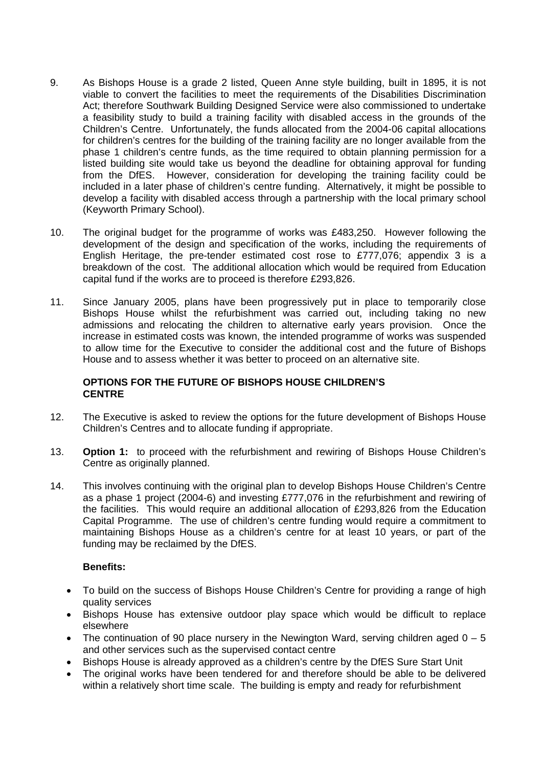9. As Bishops House is a grade 2 listed, Queen Anne style building, built in 1895, it is not viable to convert the facilities to meet the requirements of the Disabilities Discrimination Act; therefore Southwark Building Designed Service were also commissioned to undertake a feasibility study to build a training facility with disabled access in the grounds of the Children's Centre. Unfortunately, the funds allocated from the 2004-06 capital allocations for children's centres for the building of the training facility are no longer available from the phase 1 children's centre funds, as the time required to obtain planning permission for a listed building site would take us beyond the deadline for obtaining approval for funding from the DfES. However, consideration for developing the training facility could be included in a later phase of children's centre funding. Alternatively, it might be possible to develop a facility with disabled access through a partnership with the local primary school (Keyworth Primary School).

10. The original budget for the programme of works was £483,250. However following the development of the design and specification of the works, including the requirements of English Heritage, the pre-tender estimated cost rose to £777,076; appendix 3 is a breakdown of the cost. The additional allocation which would be required from Education capital fund if the works are to proceed is therefore £293,826.

11. Since January 2005, plans have been progressively put in place to temporarily close Bishops House whilst the refurbishment was carried out, including taking no new admissions and relocating the children to alternative early years provision. Once the increase in estimated costs was known, the intended programme of works was suspended to allow time for the Executive to consider the additional cost and the future of Bishops House and to assess whether it was better to proceed on an alternative site.

**OPTIONS FOR THE FUTURE OF BISHOPS HOUSE CHILDREN'S CENTRE**

12. The Executive is asked to review the options for the future development of Bishops House Children's Centres and to allocate funding if appropriate.

13. **Option 1:** to proceed with the refurbishment and rewiring of Bishops House Children's Centre as originally planned.

14. This involves continuing with the original plan to develop Bishops House Children's Centre as a phase 1 project (2004-6) and investing £777,076 in the refurbishment and rewiring of the facilities. This would require an additional allocation of £293,826 from the Education Capital Programme. The use of children's centre funding would require a commitment to maintaining Bishops House as a children's centre for at least 10 years, or part of the funding may be reclaimed by the DfES.

**Benefits:**

- To build on the success of Bishops House Children's Centre for providing a range of high quality services
- Bishops House has extensive outdoor play space which would be difficult to replace elsewhere
- The continuation of 90 place nursery in the Newington Ward, serving children aged 0 – 5 and other services such as the supervised contact centre
- Bishops House is already approved as a children's centre by the DfES Sure Start Unit
- The original works have been tendered for and therefore should be able to be delivered within a relatively short time scale. The building is empty and ready for refurbishment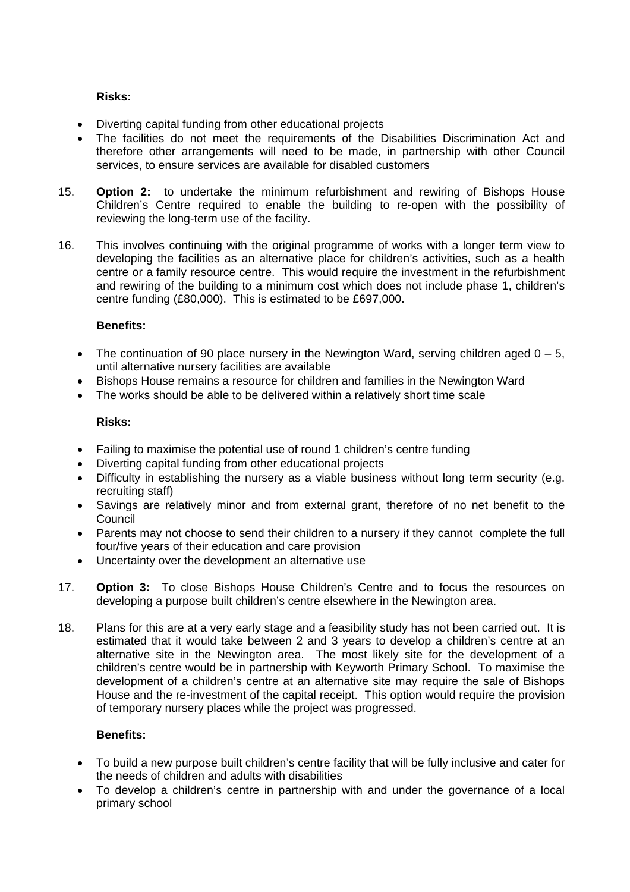**Risks:**

- Diverting capital funding from other educational projects
- The facilities do not meet the requirements of the Disabilities Discrimination Act and therefore other arrangements will need to be made, in partnership with other Council services, to ensure services are available for disabled customers

15. **Option 2:** to undertake the minimum refurbishment and rewiring of Bishops House Children's Centre required to enable the building to re-open with the possibility of reviewing the long-term use of the facility.

16. This involves continuing with the original programme of works with a longer term view to developing the facilities as an alternative place for children's activities, such as a health centre or a family resource centre. This would require the investment in the refurbishment and rewiring of the building to a minimum cost which does not include phase 1, children's centre funding (£80,000). This is estimated to be £697,000.

**Benefits:**

- The continuation of 90 place nursery in the Newington Ward, serving children aged 0 – 5, until alternative nursery facilities are available
- Bishops House remains a resource for children and families in the Newington Ward
- The works should be able to be delivered within a relatively short time scale

**Risks:**

- Failing to maximise the potential use of round 1 children's centre funding
- Diverting capital funding from other educational projects
- Difficulty in establishing the nursery as a viable business without long term security (e.g. recruiting staff)
- Savings are relatively minor and from external grant, therefore of no net benefit to the Council
- Parents may not choose to send their children to a nursery if they cannot complete the full four/five years of their education and care provision
- Uncertainty over the development an alternative use

17. **Option 3:** To close Bishops House Children's Centre and to focus the resources on developing a purpose built children's centre elsewhere in the Newington area.

18. Plans for this are at a very early stage and a feasibility study has not been carried out. It is estimated that it would take between 2 and 3 years to develop a children's centre at an alternative site in the Newington area. The most likely site for the development of a children's centre would be in partnership with Keyworth Primary School. To maximise the development of a children's centre at an alternative site may require the sale of Bishops House and the re-investment of the capital receipt. This option would require the provision of temporary nursery places while the project was progressed.

**Benefits:**

- To build a new purpose built children's centre facility that will be fully inclusive and cater for the needs of children and adults with disabilities
- To develop a children's centre in partnership with and under the governance of a local primary school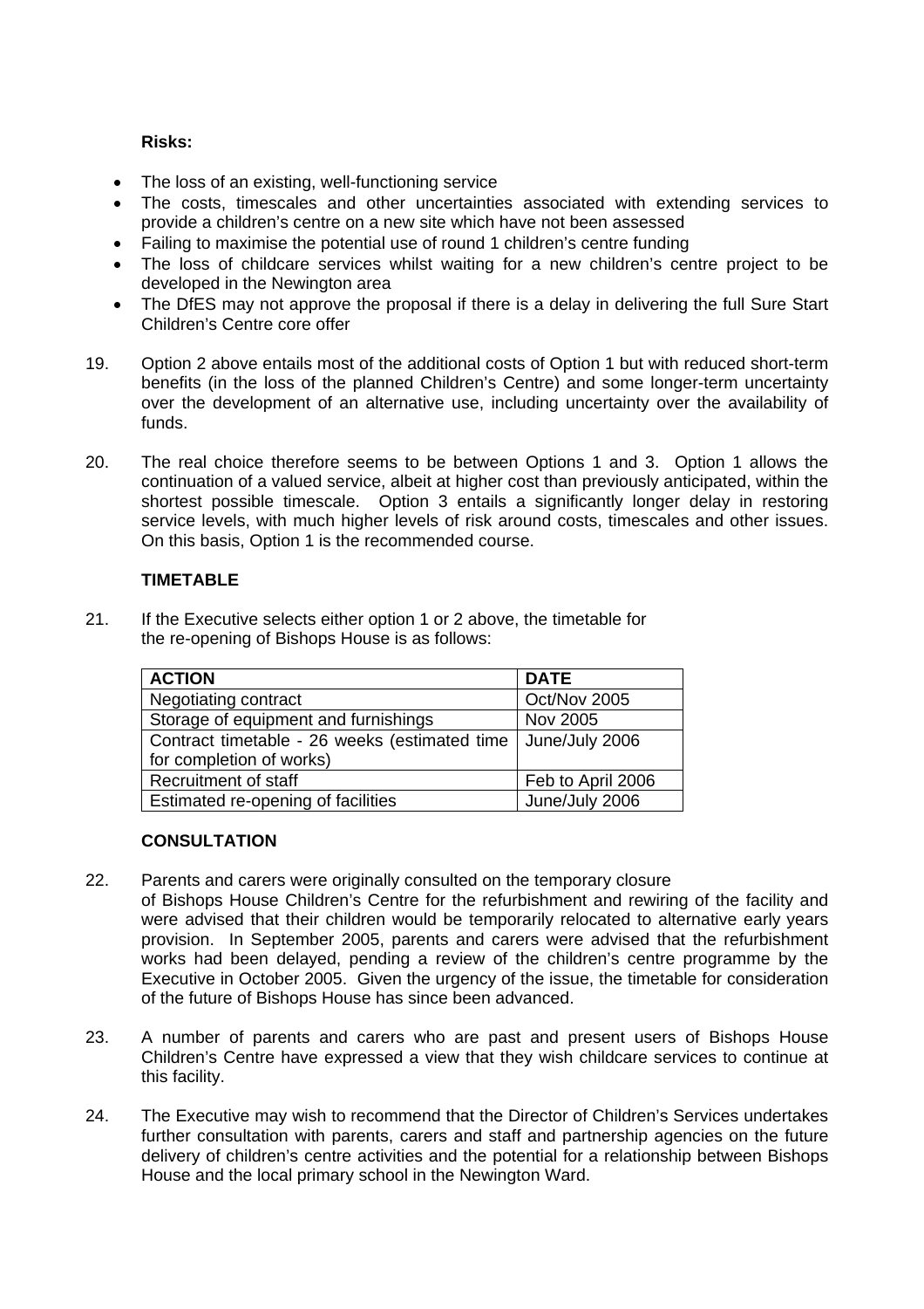**Risks:**

- The loss of an existing, well-functioning service
- The costs, timescales and other uncertainties associated with extending services to provide a children's centre on a new site which have not been assessed
- Failing to maximise the potential use of round 1 children's centre funding
- The loss of childcare services whilst waiting for a new children's centre project to be developed in the Newington area
- The DfES may not approve the proposal if there is a delay in delivering the full Sure Start Children's Centre core offer

19. Option 2 above entails most of the additional costs of Option 1 but with reduced short-term benefits (in the loss of the planned Children's Centre) and some longer-term uncertainty over the development of an alternative use, including uncertainty over the availability of funds.

20. The real choice therefore seems to be between Options 1 and 3. Option 1 allows the continuation of a valued service, albeit at higher cost than previously anticipated, within the shortest possible timescale. Option 3 entails a significantly longer delay in restoring service levels, with much higher levels of risk around costs, timescales and other issues. On this basis, Option 1 is the recommended course.

**TIMETABLE**

21. If the Executive selects either option 1 or 2 above, the timetable for the re-opening of Bishops House is as follows:

| ACTION | DATE |
|---|---|
| Negotiating contract | Oct/Nov 2005 |
| Storage of equipment and furnishings | Nov 2005 |
| Contract timetable - 26 weeks (estimated time for completion of works) | June/July 2006 |
| Recruitment of staff | Feb to April 2006 |
| Estimated re-opening of facilities | June/July 2006 |

**CONSULTATION**

22. Parents and carers were originally consulted on the temporary closure of Bishops House Children's Centre for the refurbishment and rewiring of the facility and were advised that their children would be temporarily relocated to alternative early years provision. In September 2005, parents and carers were advised that the refurbishment works had been delayed, pending a review of the children's centre programme by the Executive in October 2005. Given the urgency of the issue, the timetable for consideration of the future of Bishops House has since been advanced.

23. A number of parents and carers who are past and present users of Bishops House Children's Centre have expressed a view that they wish childcare services to continue at this facility.

24. The Executive may wish to recommend that the Director of Children's Services undertakes further consultation with parents, carers and staff and partnership agencies on the future delivery of children's centre activities and the potential for a relationship between Bishops House and the local primary school in the Newington Ward.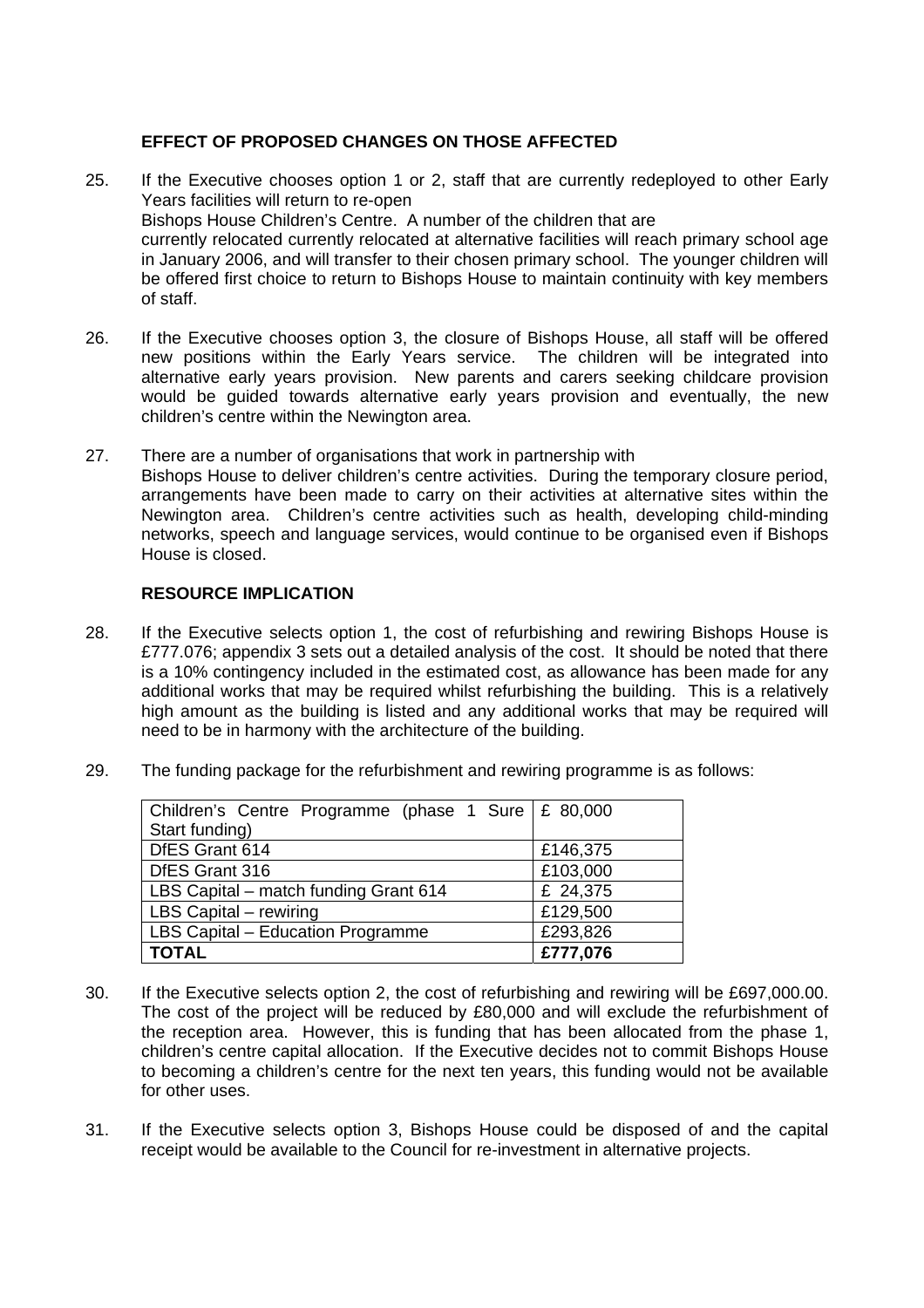### EFFECT OF PROPOSED CHANGES ON THOSE AFFECTED

25. If the Executive chooses option 1 or 2, staff that are currently redeployed to other Early Years facilities will return to re-open Bishops House Children's Centre. A number of the children that are currently relocated currently relocated at alternative facilities will reach primary school age in January 2006, and will transfer to their chosen primary school. The younger children will be offered first choice to return to Bishops House to maintain continuity with key members of staff.

26. If the Executive chooses option 3, the closure of Bishops House, all staff will be offered new positions within the Early Years service. The children will be integrated into alternative early years provision. New parents and carers seeking childcare provision would be guided towards alternative early years provision and eventually, the new children's centre within the Newington area.

27. There are a number of organisations that work in partnership with Bishops House to deliver children's centre activities. During the temporary closure period, arrangements have been made to carry on their activities at alternative sites within the Newington area. Children's centre activities such as health, developing child-minding networks, speech and language services, would continue to be organised even if Bishops House is closed.

### RESOURCE IMPLICATION

28. If the Executive selects option 1, the cost of refurbishing and rewiring Bishops House is £777.076; appendix 3 sets out a detailed analysis of the cost. It should be noted that there is a 10% contingency included in the estimated cost, as allowance has been made for any additional works that may be required whilst refurbishing the building. This is a relatively high amount as the building is listed and any additional works that may be required will need to be in harmony with the architecture of the building.

29. The funding package for the refurbishment and rewiring programme is as follows:

| Children's Centre Programme (phase 1 Sure Start funding) | £ 80,000 |
|---|---|
| DfES Grant 614 | £146,375 |
| DfES Grant 316 | £103,000 |
| LBS Capital – match funding Grant 614 | £ 24,375 |
| LBS Capital – rewiring | £129,500 |
| LBS Capital – Education Programme | £293,826 |
| **TOTAL** | **£777,076** |

30. If the Executive selects option 2, the cost of refurbishing and rewiring will be £697,000.00. The cost of the project will be reduced by £80,000 and will exclude the refurbishment of the reception area. However, this is funding that has been allocated from the phase 1, children's centre capital allocation. If the Executive decides not to commit Bishops House to becoming a children's centre for the next ten years, this funding would not be available for other uses.

31. If the Executive selects option 3, Bishops House could be disposed of and the capital receipt would be available to the Council for re-investment in alternative projects.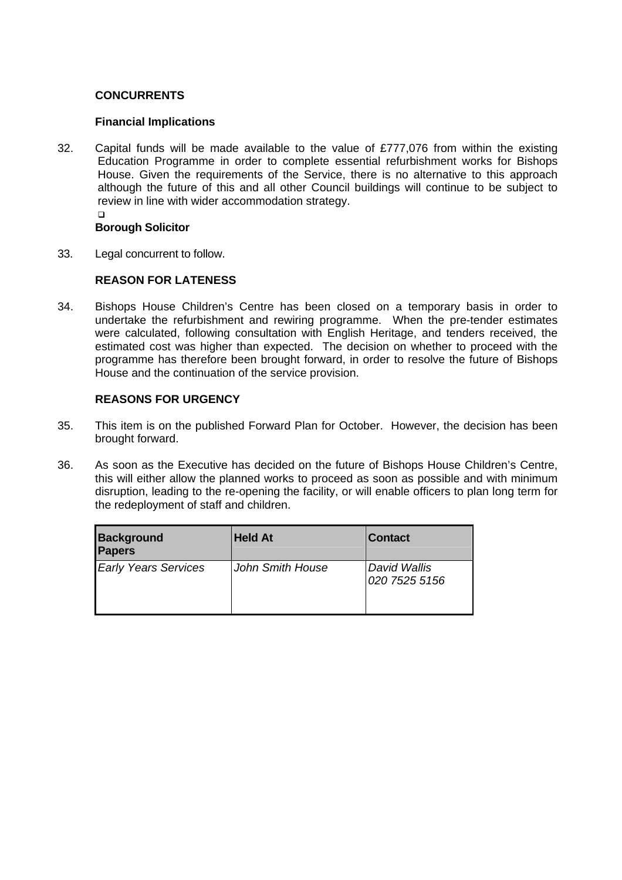**CONCURRENTS**

**Financial Implications**

32. Capital funds will be made available to the value of £777,076 from within the existing Education Programme in order to complete essential refurbishment works for Bishops House. Given the requirements of the Service, there is no alternative to this approach although the future of this and all other Council buildings will continue to be subject to review in line with wider accommodation strategy.

**Borough Solicitor**

33. Legal concurrent to follow.

**REASON FOR LATENESS**

34. Bishops House Children's Centre has been closed on a temporary basis in order to undertake the refurbishment and rewiring programme. When the pre-tender estimates were calculated, following consultation with English Heritage, and tenders received, the estimated cost was higher than expected. The decision on whether to proceed with the programme has therefore been brought forward, in order to resolve the future of Bishops House and the continuation of the service provision.

**REASONS FOR URGENCY**

35. This item is on the published Forward Plan for October. However, the decision has been brought forward.

36. As soon as the Executive has decided on the future of Bishops House Children's Centre, this will either allow the planned works to proceed as soon as possible and with minimum disruption, leading to the re-opening the facility, or will enable officers to plan long term for the redeployment of staff and children.

| Background Papers | Held At | Contact |
|---|---|---|
| *Early Years Services* | *John Smith House* | *David Wallis 020 7525 5156* |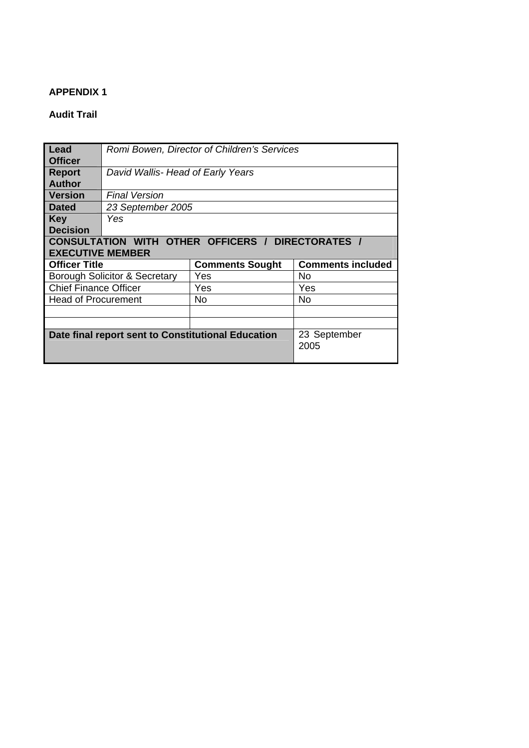**APPENDIX 1**

**Audit Trail**

| **Lead Officer** | *Romi Bowen, Director of Children's Services* | | |
|---|---|---|---|
| **Report Author** | *David Wallis- Head of Early Years* | | |
| **Version** | *Final Version* | | |
| **Dated** | *23 September 2005* | | |
| **Key Decision** | *Yes* | | |
| **CONSULTATION WITH OTHER OFFICERS / DIRECTORATES / EXECUTIVE MEMBER** | | | |
| **Officer Title** | | **Comments Sought** | **Comments included** |
| Borough Solicitor & Secretary | | Yes | No |
| Chief Finance Officer | | Yes | Yes |
| Head of Procurement | | No | No |
| | | | |
| | | | |
| **Date final report sent to Constitutional Education** | | | 23 September 2005 |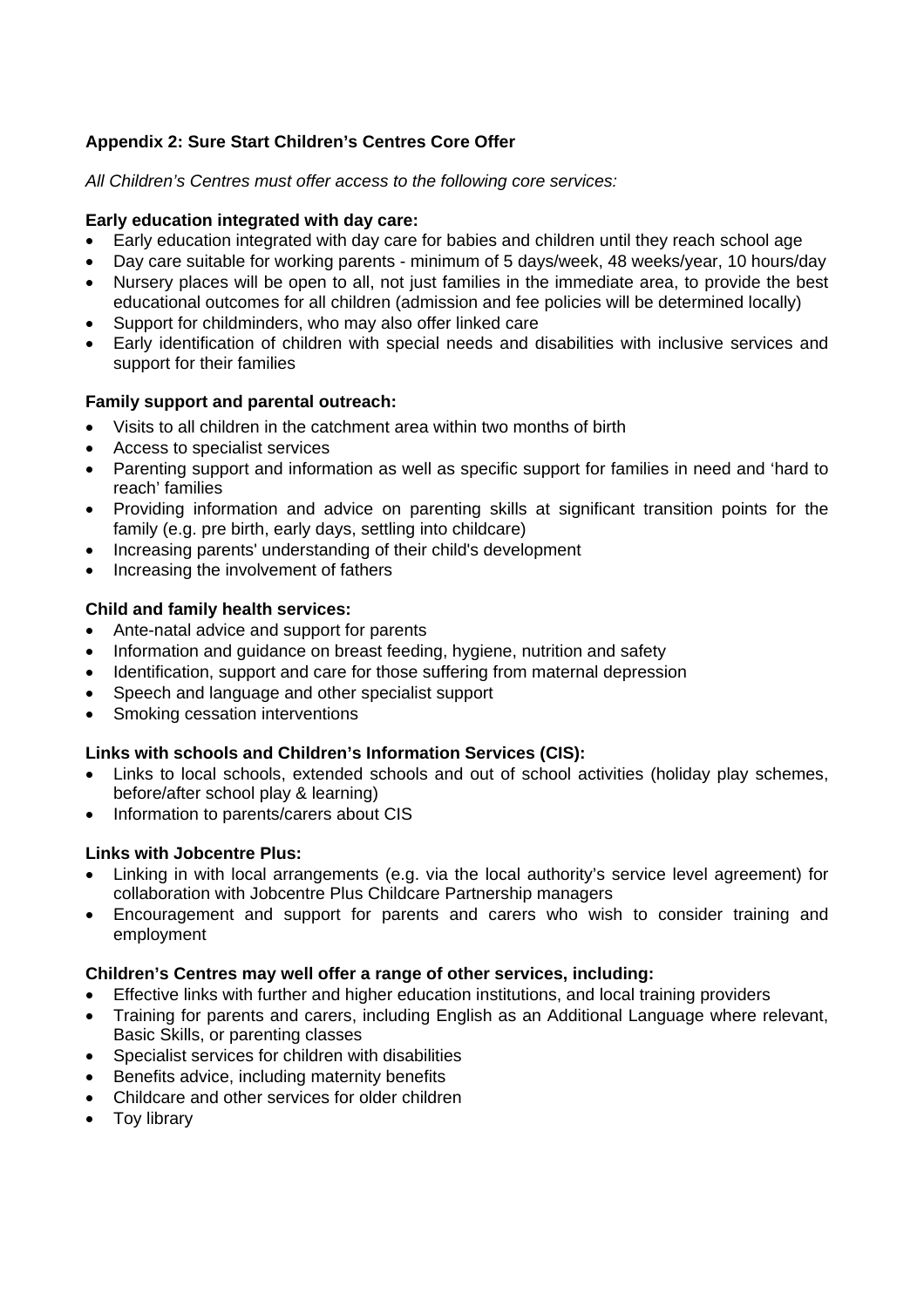## Appendix 2: Sure Start Children's Centres Core Offer

*All Children's Centres must offer access to the following core services:*

**Early education integrated with day care:**

- Early education integrated with day care for babies and children until they reach school age
- Day care suitable for working parents - minimum of 5 days/week, 48 weeks/year, 10 hours/day
- Nursery places will be open to all, not just families in the immediate area, to provide the best educational outcomes for all children (admission and fee policies will be determined locally)
- Support for childminders, who may also offer linked care
- Early identification of children with special needs and disabilities with inclusive services and support for their families

**Family support and parental outreach:**

- Visits to all children in the catchment area within two months of birth
- Access to specialist services
- Parenting support and information as well as specific support for families in need and 'hard to reach' families
- Providing information and advice on parenting skills at significant transition points for the family (e.g. pre birth, early days, settling into childcare)
- Increasing parents' understanding of their child's development
- Increasing the involvement of fathers

**Child and family health services:**

- Ante-natal advice and support for parents
- Information and guidance on breast feeding, hygiene, nutrition and safety
- Identification, support and care for those suffering from maternal depression
- Speech and language and other specialist support
- Smoking cessation interventions

**Links with schools and Children's Information Services (CIS):**

- Links to local schools, extended schools and out of school activities (holiday play schemes, before/after school play & learning)
- Information to parents/carers about CIS

**Links with Jobcentre Plus:**

- Linking in with local arrangements (e.g. via the local authority's service level agreement) for collaboration with Jobcentre Plus Childcare Partnership managers
- Encouragement and support for parents and carers who wish to consider training and employment

**Children's Centres may well offer a range of other services, including:**

- Effective links with further and higher education institutions, and local training providers
- Training for parents and carers, including English as an Additional Language where relevant, Basic Skills, or parenting classes
- Specialist services for children with disabilities
- Benefits advice, including maternity benefits
- Childcare and other services for older children
- Toy library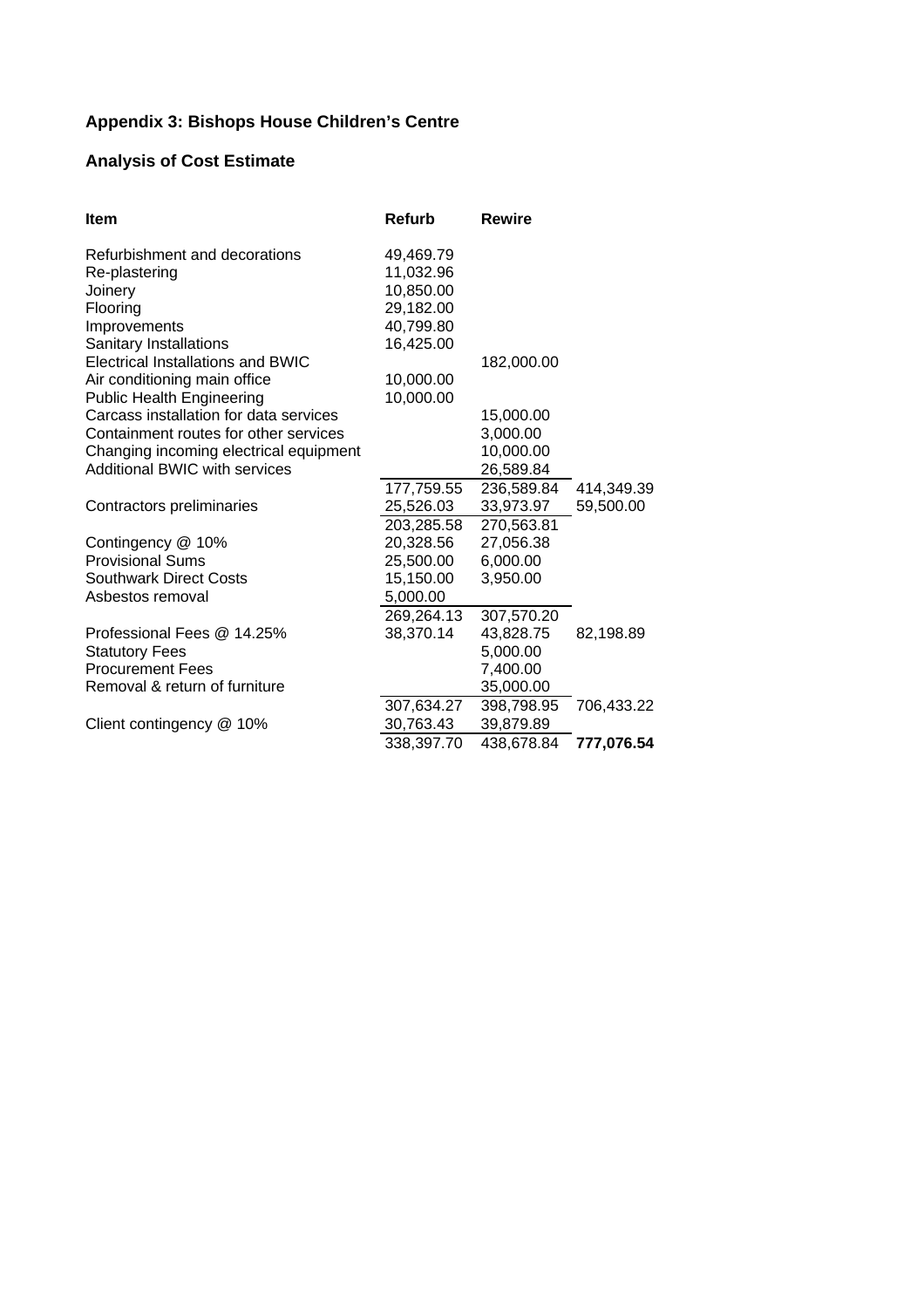**Appendix 3: Bishops House Children's Centre**

**Analysis of Cost Estimate**

| Item | Refurb | Rewire | |
|---|---|---|---|
| Refurbishment and decorations | 49,469.79 | | |
| Re-plastering | 11,032.96 | | |
| Joinery | 10,850.00 | | |
| Flooring | 29,182.00 | | |
| Improvements | 40,799.80 | | |
| Sanitary Installations | 16,425.00 | | |
| Electrical Installations and BWIC | | 182,000.00 | |
| Air conditioning main office | 10,000.00 | | |
| Public Health Engineering | 10,000.00 | | |
| Carcass installation for data services | | 15,000.00 | |
| Containment routes for other services | | 3,000.00 | |
| Changing incoming electrical equipment | | 10,000.00 | |
| Additional BWIC with services | | 26,589.84 | |
| | 177,759.55 | 236,589.84 | 414,349.39 |
| Contractors preliminaries | 25,526.03 | 33,973.97 | 59,500.00 |
| | 203,285.58 | 270,563.81 | |
| Contingency @ 10% | 20,328.56 | 27,056.38 | |
| Provisional Sums | 25,500.00 | 6,000.00 | |
| Southwark Direct Costs | 15,150.00 | 3,950.00 | |
| Asbestos removal | 5,000.00 | | |
| | 269,264.13 | 307,570.20 | |
| Professional Fees @ 14.25% | 38,370.14 | 43,828.75 | 82,198.89 |
| Statutory Fees | | 5,000.00 | |
| Procurement Fees | | 7,400.00 | |
| Removal & return of furniture | | 35,000.00 | |
| | 307,634.27 | 398,798.95 | 706,433.22 |
| Client contingency @ 10% | 30,763.43 | 39,879.89 | |
| | 338,397.70 | 438,678.84 | **777,076.54** |